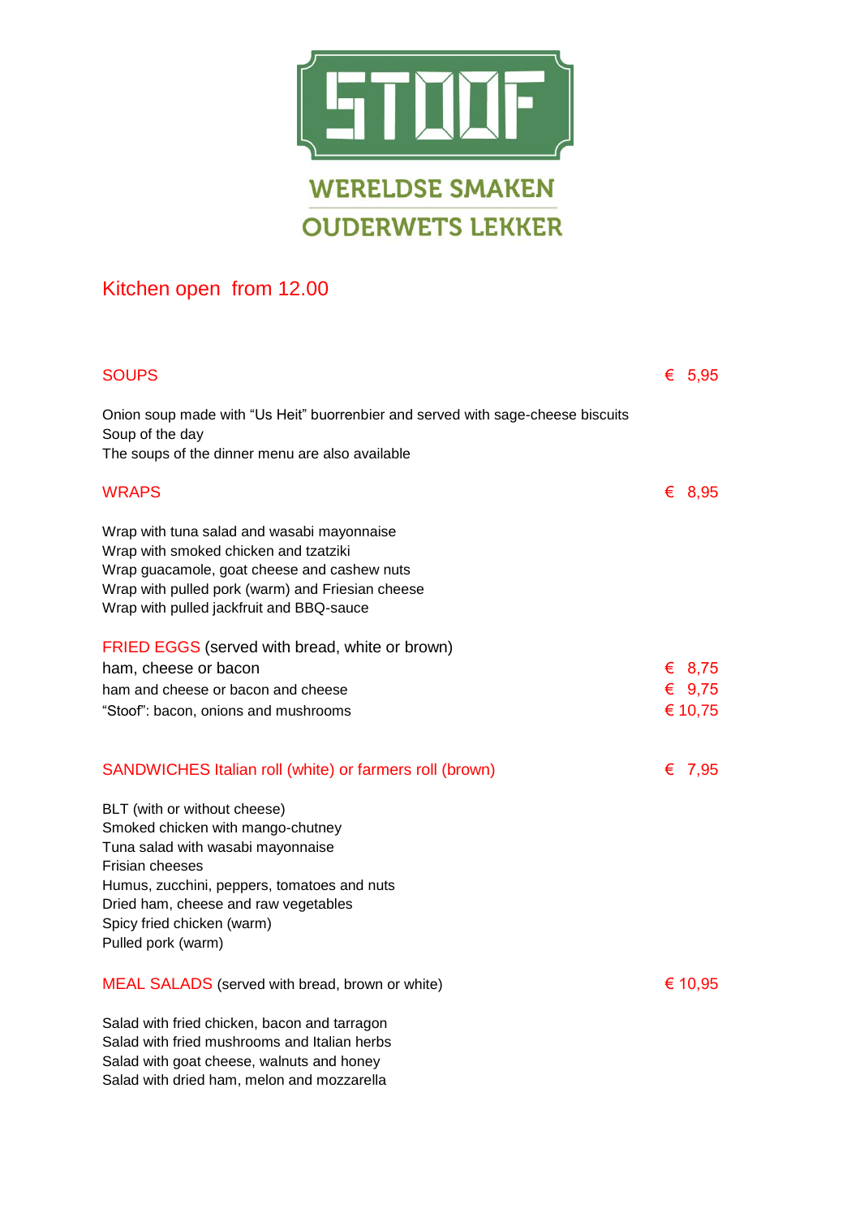# STOOF

**WERELDSE SMAKEN**
**OUDERWETS LEKKER**

Kitchen open from 12.00

## SOUPS € 5,95

Onion soup made with "Us Heit" buorrenbier and served with sage-cheese biscuits
Soup of the day
The soups of the dinner menu are also available

## WRAPS € 8,95

Wrap with tuna salad and wasabi mayonnaise
Wrap with smoked chicken and tzatziki
Wrap guacamole, goat cheese and cashew nuts
Wrap with pulled pork (warm) and Friesian cheese
Wrap with pulled jackfruit and BBQ-sauce

## FRIED EGGS (served with bread, white or brown)

| | |
|---|---|
| ham, cheese or bacon | € 8,75 |
| ham and cheese or bacon and cheese | € 9,75 |
| "Stoof": bacon, onions and mushrooms | € 10,75 |

## SANDWICHES Italian roll (white) or farmers roll (brown) € 7,95

BLT (with or without cheese)
Smoked chicken with mango-chutney
Tuna salad with wasabi mayonnaise
Frisian cheeses
Humus, zucchini, peppers, tomatoes and nuts
Dried ham, cheese and raw vegetables
Spicy fried chicken (warm)
Pulled pork (warm)

## MEAL SALADS (served with bread, brown or white) € 10,95

Salad with fried chicken, bacon and tarragon
Salad with fried mushrooms and Italian herbs
Salad with goat cheese, walnuts and honey
Salad with dried ham, melon and mozzarella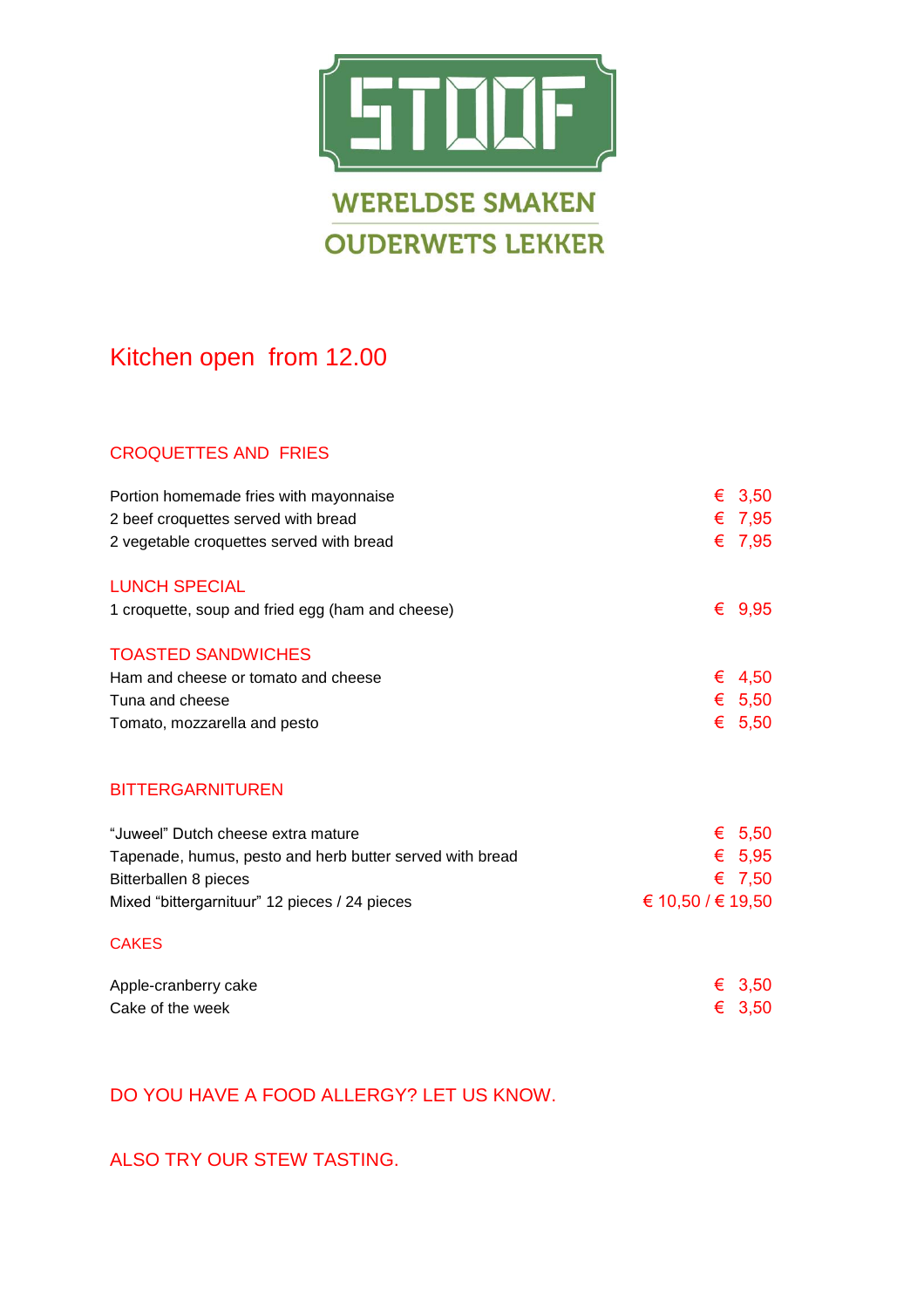# STOOF

WERELDSE SMAKEN

OUDERWETS LEKKER

## Kitchen open from 12.00

### CROQUETTES AND FRIES

| | |
|---|---|
| Portion homemade fries with mayonnaise | € 3,50 |
| 2 beef croquettes served with bread | € 7,95 |
| 2 vegetable croquettes served with bread | € 7,95 |

### LUNCH SPECIAL

| | |
|---|---|
| 1 croquette, soup and fried egg (ham and cheese) | € 9,95 |

### TOASTED SANDWICHES

| | |
|---|---|
| Ham and cheese or tomato and cheese | € 4,50 |
| Tuna and cheese | € 5,50 |
| Tomato, mozzarella and pesto | € 5,50 |

### BITTERGARNITUREN

| | |
|---|---|
| "Juweel" Dutch cheese extra mature | € 5,50 |
| Tapenade, humus, pesto and herb butter served with bread | € 5,95 |
| Bitterballen 8 pieces | € 7,50 |
| Mixed "bittergarnituur" 12 pieces / 24 pieces | € 10,50 / € 19,50 |

### CAKES

| | |
|---|---|
| Apple-cranberry cake | € 3,50 |
| Cake of the week | € 3,50 |

DO YOU HAVE A FOOD ALLERGY? LET US KNOW.

ALSO TRY OUR STEW TASTING.